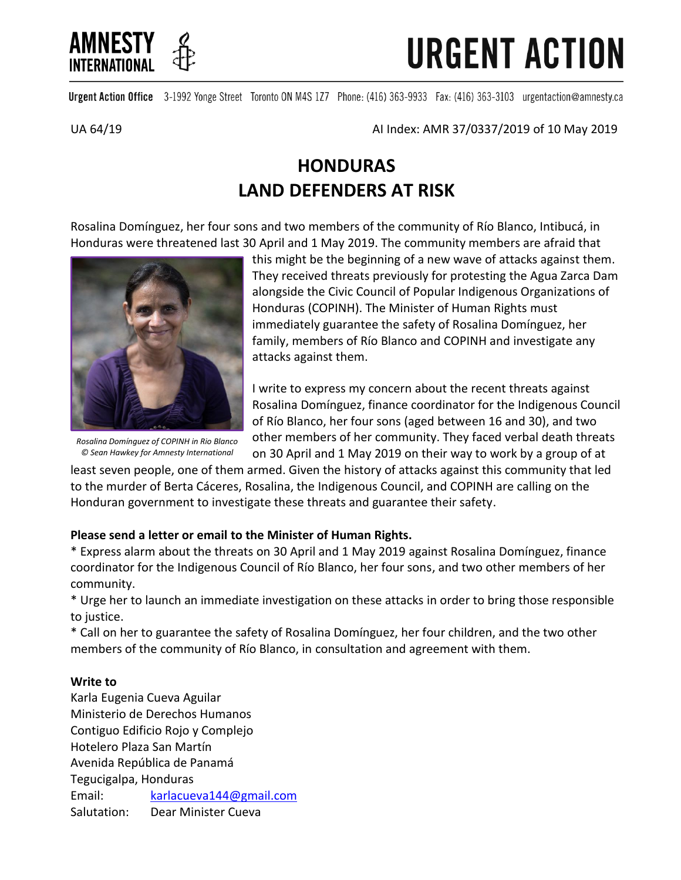AMNESTY INTERNATIONAL

# URGENT ACTION

**Urgent Action Office** 3-1992 Yonge Street Toronto ON M4S 1Z7 Phone: (416) 363-9933 Fax: (416) 363-3103 urgentaction@amnesty.ca

UA 64/19 AI Index: AMR 37/0337/2019 of 10 May 2019

## HONDURAS
## LAND DEFENDERS AT RISK

Rosalina Domínguez, her four sons and two members of the community of Río Blanco, Intibucá, in Honduras were threatened last 30 April and 1 May 2019. The community members are afraid that this might be the beginning of a new wave of attacks against them. They received threats previously for protesting the Agua Zarca Dam alongside the Civic Council of Popular Indigenous Organizations of Honduras (COPINH). The Minister of Human Rights must immediately guarantee the safety of Rosalina Domínguez, her family, members of Río Blanco and COPINH and investigate any attacks against them.

*Rosalina Domínguez of COPINH in Rio Blanco © Sean Hawkey for Amnesty International*

I write to express my concern about the recent threats against Rosalina Domínguez, finance coordinator for the Indigenous Council of Río Blanco, her four sons (aged between 16 and 30), and two other members of her community. They faced verbal death threats on 30 April and 1 May 2019 on their way to work by a group of at least seven people, one of them armed. Given the history of attacks against this community that led to the murder of Berta Cáceres, Rosalina, the Indigenous Council, and COPINH are calling on the Honduran government to investigate these threats and guarantee their safety.

**Please send a letter or email to the Minister of Human Rights.**

* Express alarm about the threats on 30 April and 1 May 2019 against Rosalina Domínguez, finance coordinator for the Indigenous Council of Río Blanco, her four sons, and two other members of her community.
* Urge her to launch an immediate investigation on these attacks in order to bring those responsible to justice.
* Call on her to guarantee the safety of Rosalina Domínguez, her four children, and the two other members of the community of Río Blanco, in consultation and agreement with them.

**Write to**

Karla Eugenia Cueva Aguilar
Ministerio de Derechos Humanos
Contiguo Edificio Rojo y Complejo
Hotelero Plaza San Martín
Avenida República de Panamá
Tegucigalpa, Honduras
Email: karlacueva144@gmail.com
Salutation: Dear Minister Cueva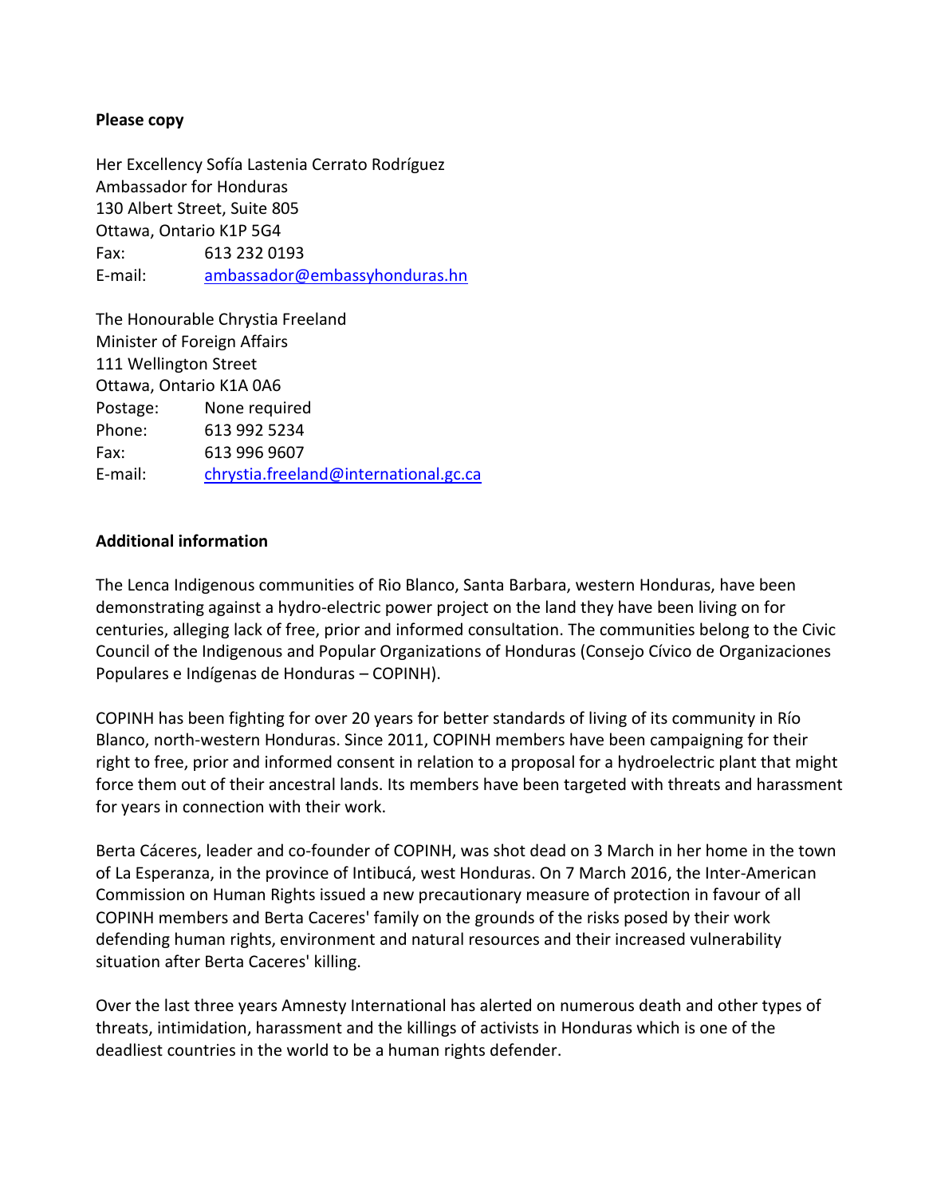**Please copy**

Her Excellency Sofía Lastenia Cerrato Rodríguez
Ambassador for Honduras
130 Albert Street, Suite 805
Ottawa, Ontario K1P 5G4
Fax: 613 232 0193
E-mail: ambassador@embassyhonduras.hn

The Honourable Chrystia Freeland
Minister of Foreign Affairs
111 Wellington Street
Ottawa, Ontario K1A 0A6
Postage: None required
Phone: 613 992 5234
Fax: 613 996 9607
E-mail: chrystia.freeland@international.gc.ca

**Additional information**

The Lenca Indigenous communities of Rio Blanco, Santa Barbara, western Honduras, have been demonstrating against a hydro-electric power project on the land they have been living on for centuries, alleging lack of free, prior and informed consultation. The communities belong to the Civic Council of the Indigenous and Popular Organizations of Honduras (Consejo Cívico de Organizaciones Populares e Indígenas de Honduras – COPINH).

COPINH has been fighting for over 20 years for better standards of living of its community in Río Blanco, north-western Honduras. Since 2011, COPINH members have been campaigning for their right to free, prior and informed consent in relation to a proposal for a hydroelectric plant that might force them out of their ancestral lands. Its members have been targeted with threats and harassment for years in connection with their work.

Berta Cáceres, leader and co-founder of COPINH, was shot dead on 3 March in her home in the town of La Esperanza, in the province of Intibucá, west Honduras. On 7 March 2016, the Inter-American Commission on Human Rights issued a new precautionary measure of protection in favour of all COPINH members and Berta Caceres' family on the grounds of the risks posed by their work defending human rights, environment and natural resources and their increased vulnerability situation after Berta Caceres' killing.

Over the last three years Amnesty International has alerted on numerous death and other types of threats, intimidation, harassment and the killings of activists in Honduras which is one of the deadliest countries in the world to be a human rights defender.